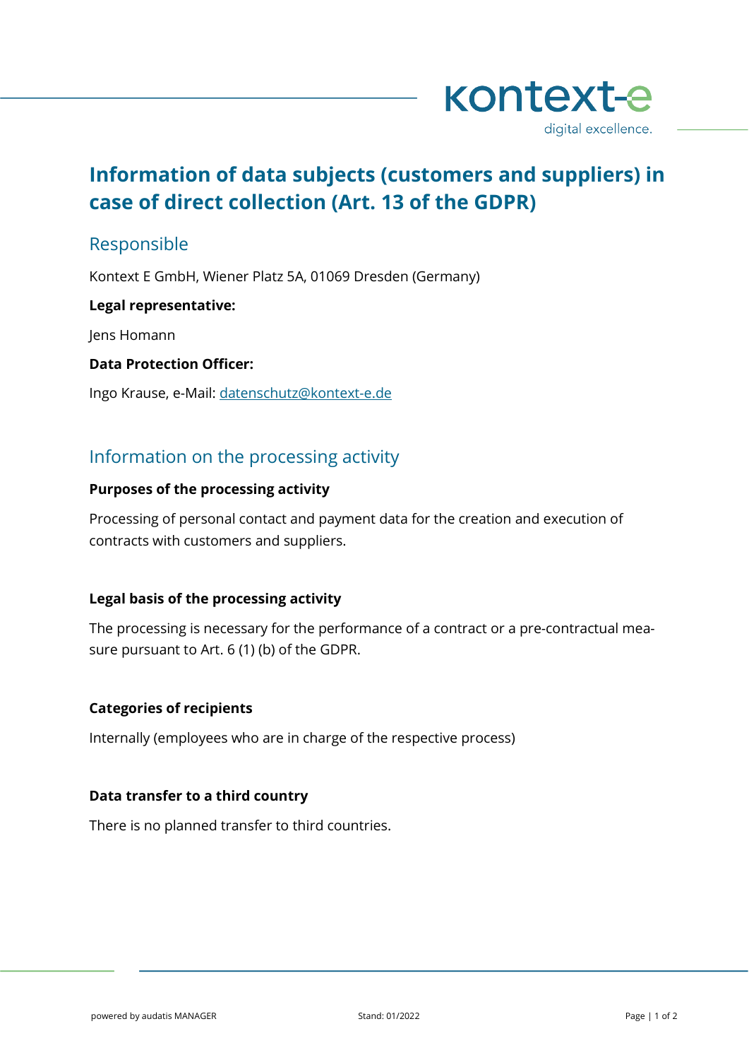# Information of data subjects (customers and suppliers) in case of direct collection (Art. 13 of the GDPR)

## Responsible

Kontext E GmbH, Wiener Platz 5A, 01069 Dresden (Germany)

**Legal representative:**

Jens Homann

**Data Protection Officer:**

Ingo Krause, e-Mail: datenschutz@kontext-e.de

## Information on the processing activity

**Purposes of the processing activity**

Processing of personal contact and payment data for the creation and execution of contracts with customers and suppliers.

**Legal basis of the processing activity**

The processing is necessary for the performance of a contract or a pre-contractual measure pursuant to Art. 6 (1) (b) of the GDPR.

**Categories of recipients**

Internally (employees who are in charge of the respective process)

**Data transfer to a third country**

There is no planned transfer to third countries.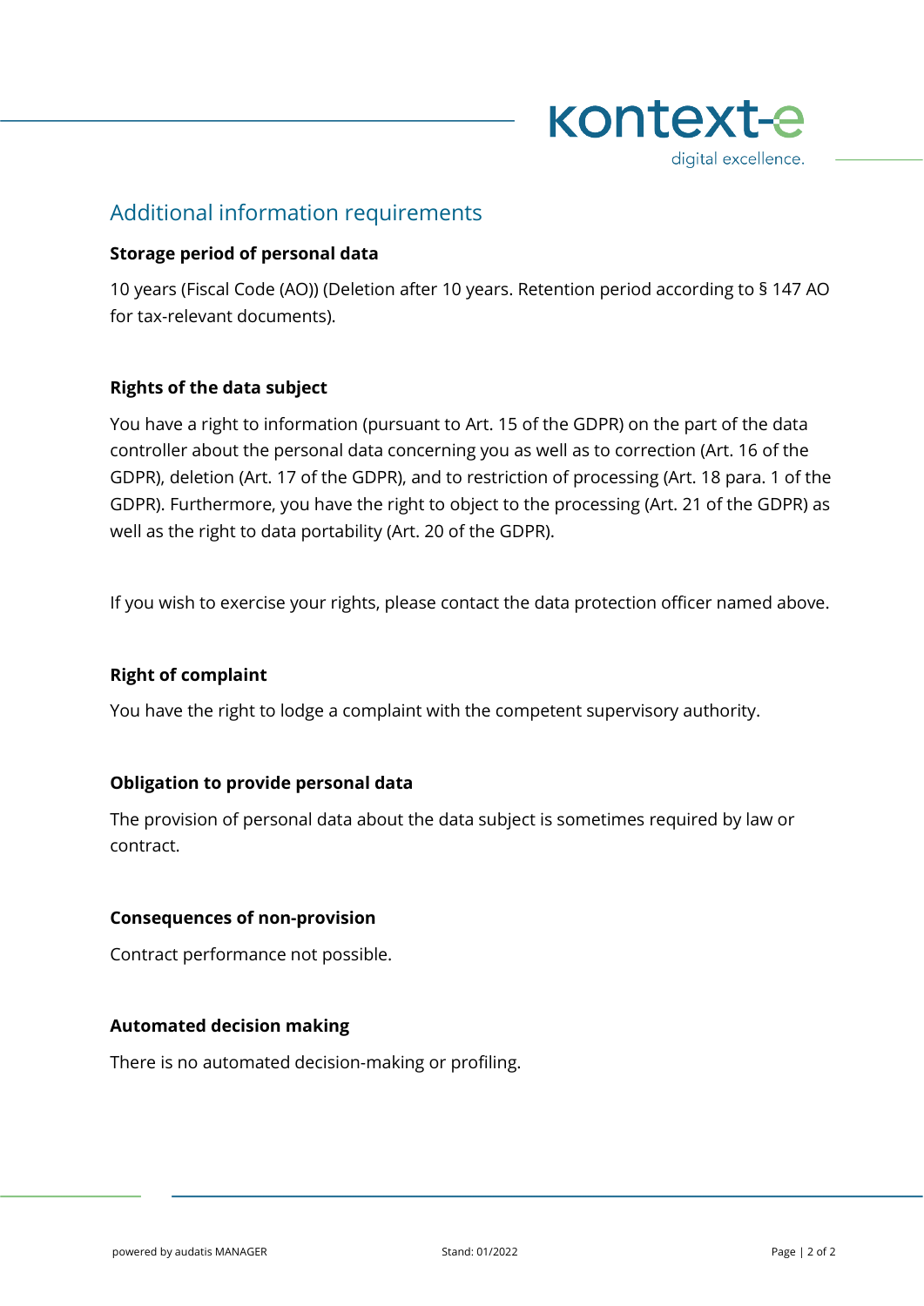## Additional information requirements

**Storage period of personal data**

10 years (Fiscal Code (AO)) (Deletion after 10 years. Retention period according to § 147 AO for tax-relevant documents).

**Rights of the data subject**

You have a right to information (pursuant to Art. 15 of the GDPR) on the part of the data controller about the personal data concerning you as well as to correction (Art. 16 of the GDPR), deletion (Art. 17 of the GDPR), and to restriction of processing (Art. 18 para. 1 of the GDPR). Furthermore, you have the right to object to the processing (Art. 21 of the GDPR) as well as the right to data portability (Art. 20 of the GDPR).

If you wish to exercise your rights, please contact the data protection officer named above.

**Right of complaint**

You have the right to lodge a complaint with the competent supervisory authority.

**Obligation to provide personal data**

The provision of personal data about the data subject is sometimes required by law or contract.

**Consequences of non-provision**

Contract performance not possible.

**Automated decision making**

There is no automated decision-making or profiling.